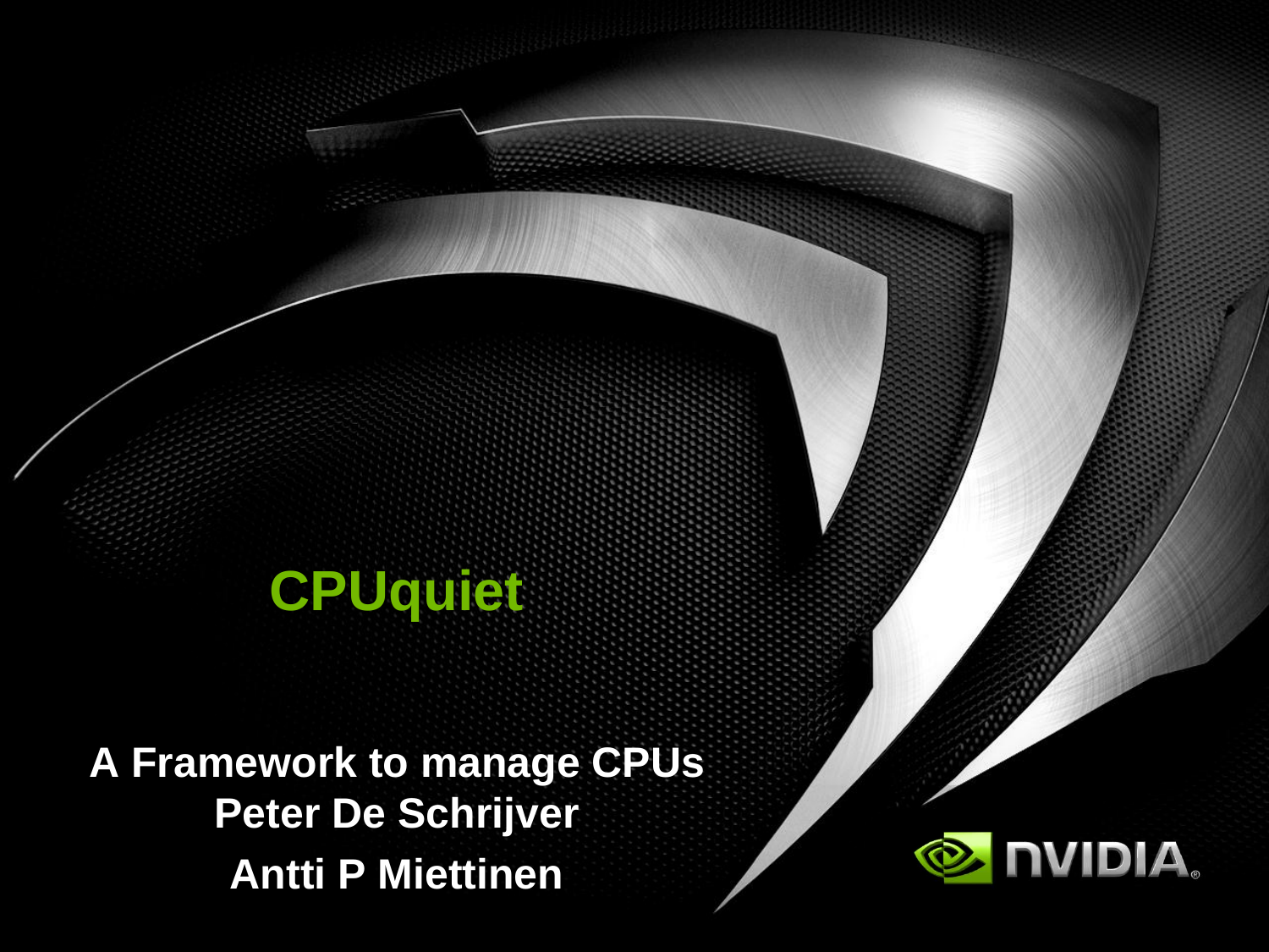# CPUquiet

**A Framework to manage CPUs**

**Peter De Schrijver**

**Antti P Miettinen**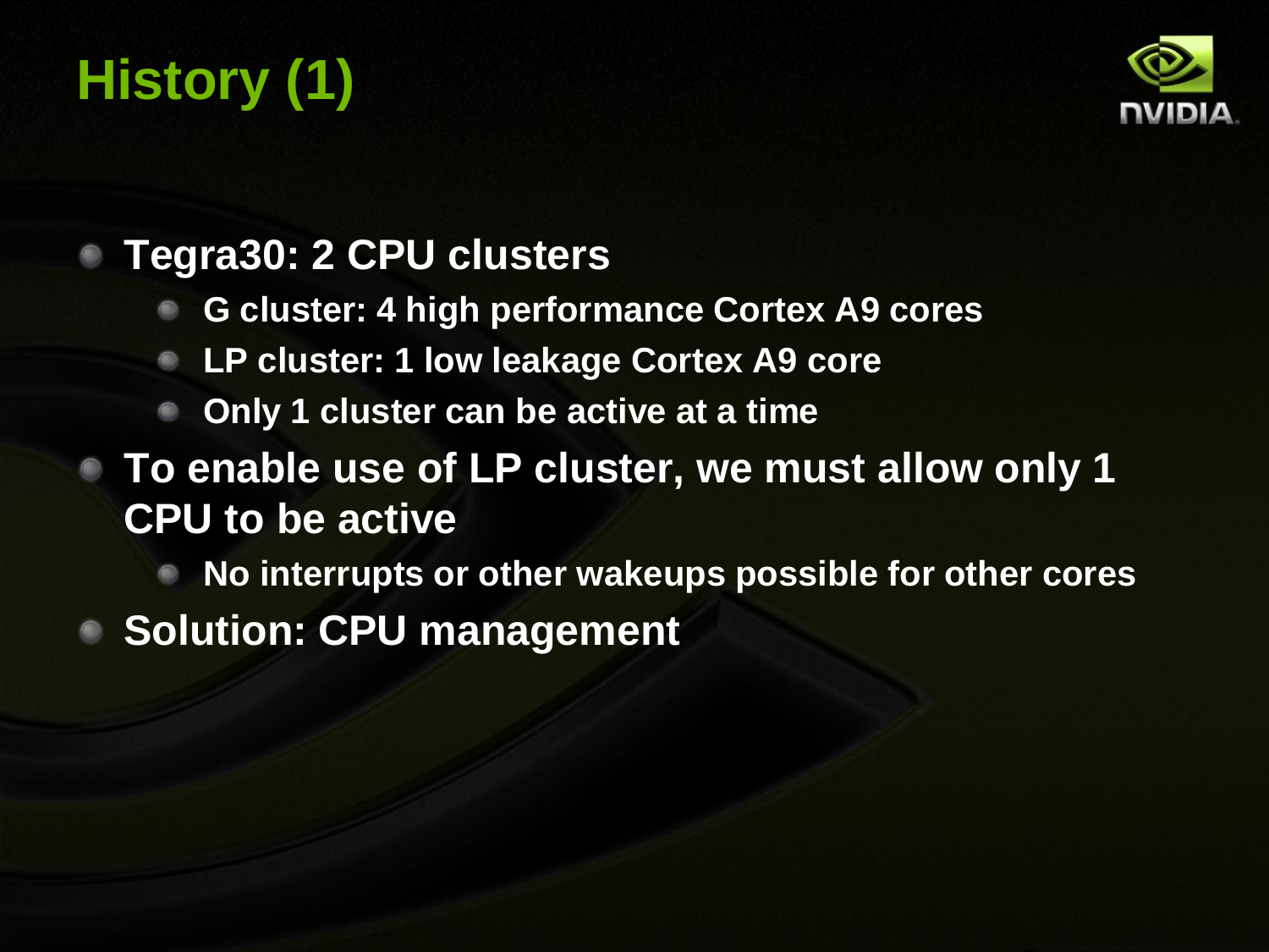# History (1)

- **Tegra30: 2 CPU clusters**
  - **G cluster: 4 high performance Cortex A9 cores**
  - **LP cluster: 1 low leakage Cortex A9 core**
  - **Only 1 cluster can be active at a time**
- **To enable use of LP cluster, we must allow only 1 CPU to be active**
  - **No interrupts or other wakeups possible for other cores**
- **Solution: CPU management**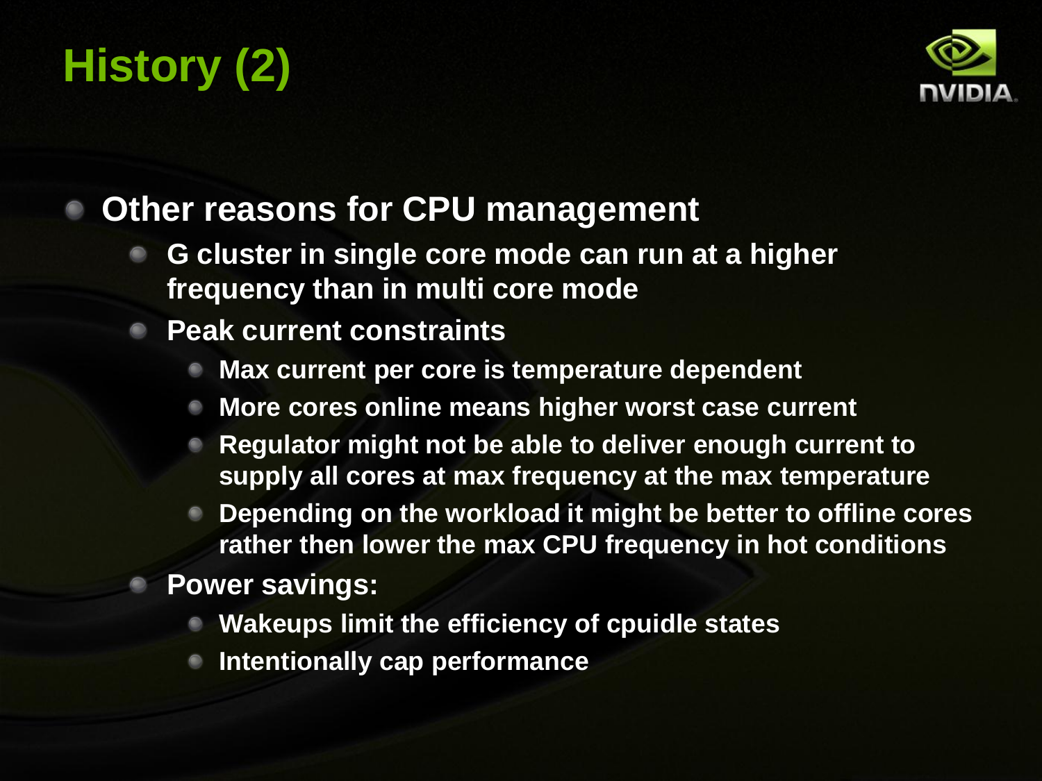# History (2)

- Other reasons for CPU management
  - G cluster in single core mode can run at a higher frequency than in multi core mode
  - Peak current constraints
    - Max current per core is temperature dependent
    - More cores online means higher worst case current
    - Regulator might not be able to deliver enough current to supply all cores at max frequency at the max temperature
    - Depending on the workload it might be better to offline cores rather then lower the max CPU frequency in hot conditions
  - Power savings:
    - Wakeups limit the efficiency of cpuidle states
    - Intentionally cap performance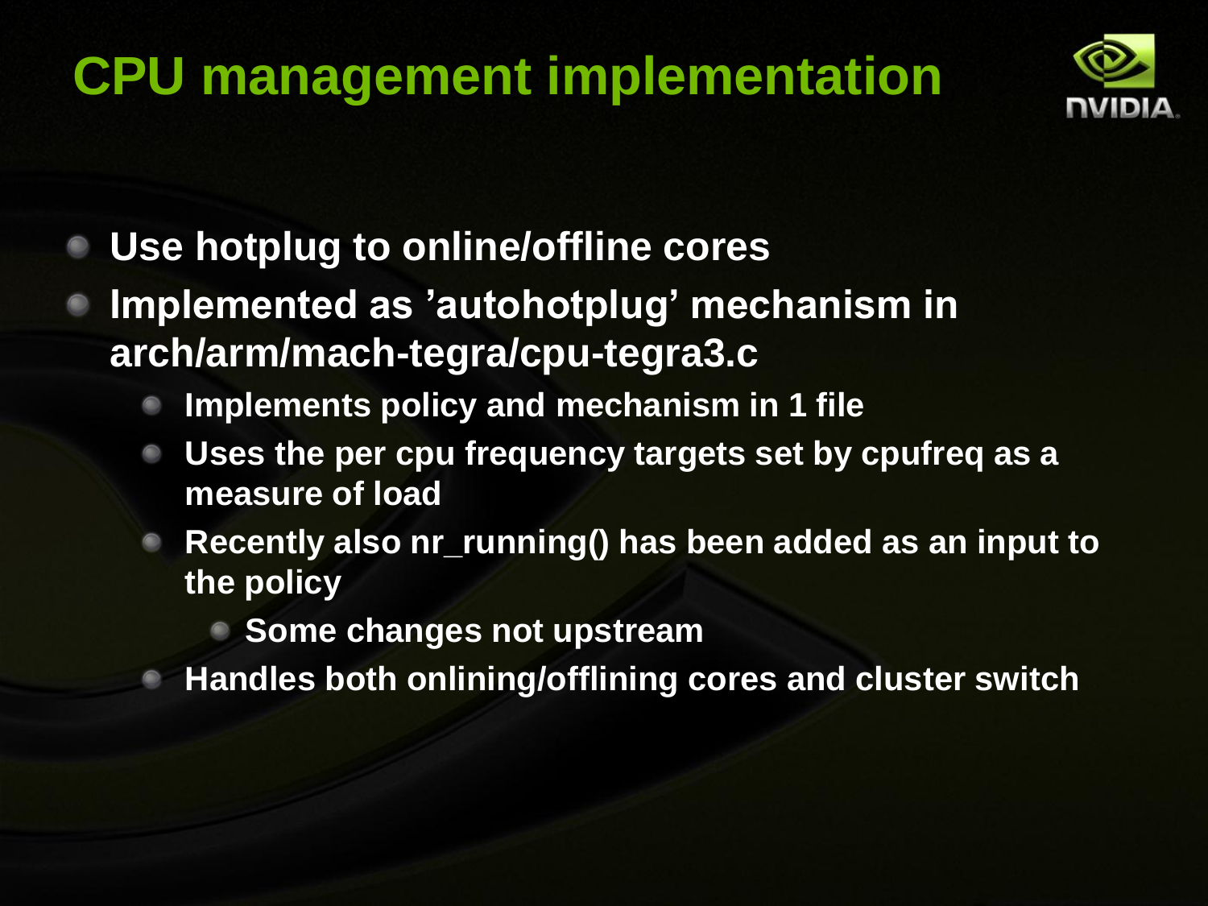# CPU management implementation

- Use hotplug to online/offline cores
- Implemented as 'autohotplug' mechanism in arch/arm/mach-tegra/cpu-tegra3.c
  - Implements policy and mechanism in 1 file
  - Uses the per cpu frequency targets set by cpufreq as a measure of load
  - Recently also nr_running() has been added as an input to the policy
    - Some changes not upstream
  - Handles both onlining/offlining cores and cluster switch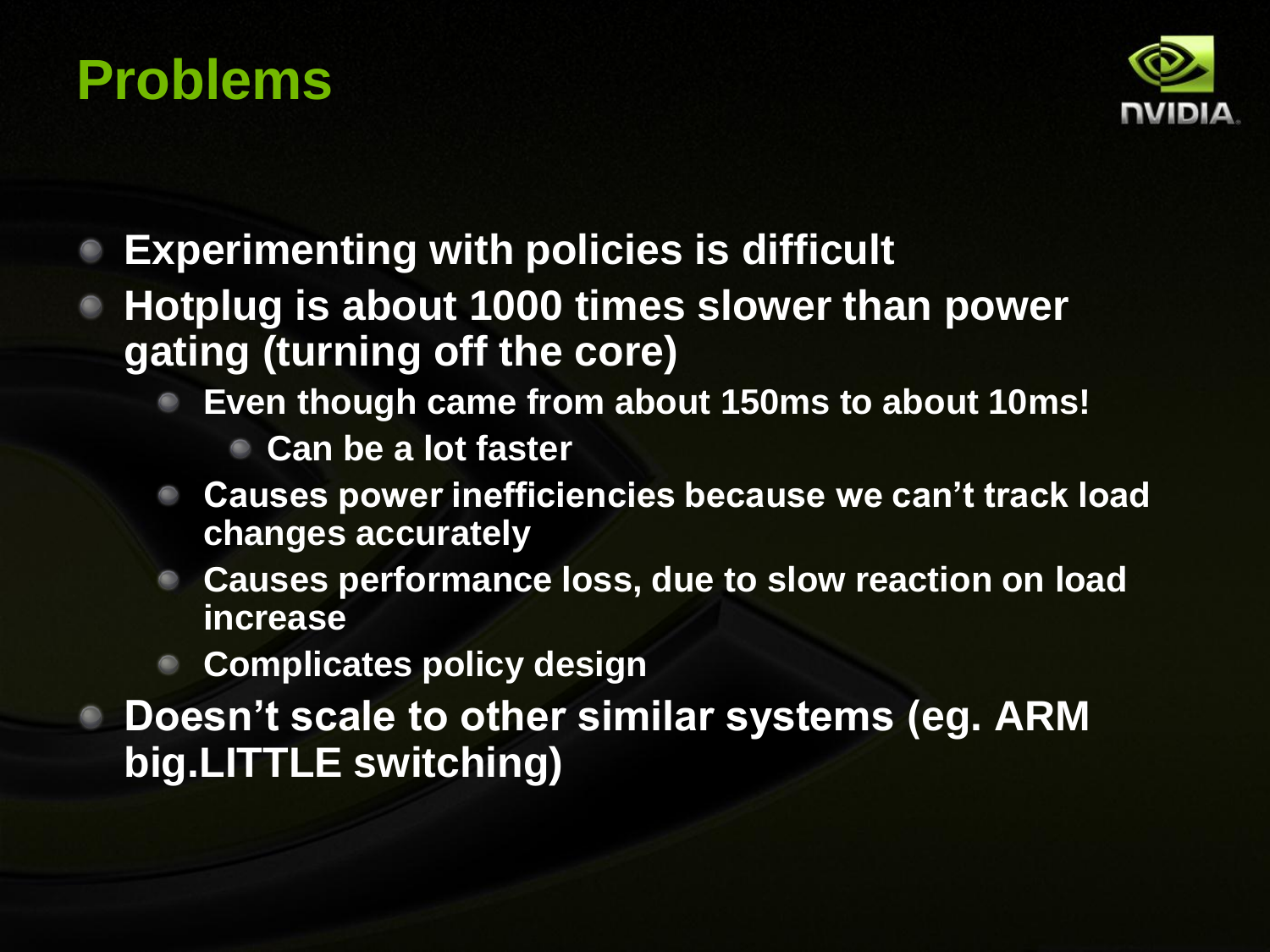# Problems

- Experimenting with policies is difficult
- Hotplug is about 1000 times slower than power gating (turning off the core)
  - Even though came from about 150ms to about 10ms!
    - Can be a lot faster
  - Causes power inefficiencies because we can't track load changes accurately
  - Causes performance loss, due to slow reaction on load increase
  - Complicates policy design
- Doesn't scale to other similar systems (eg. ARM big.LITTLE switching)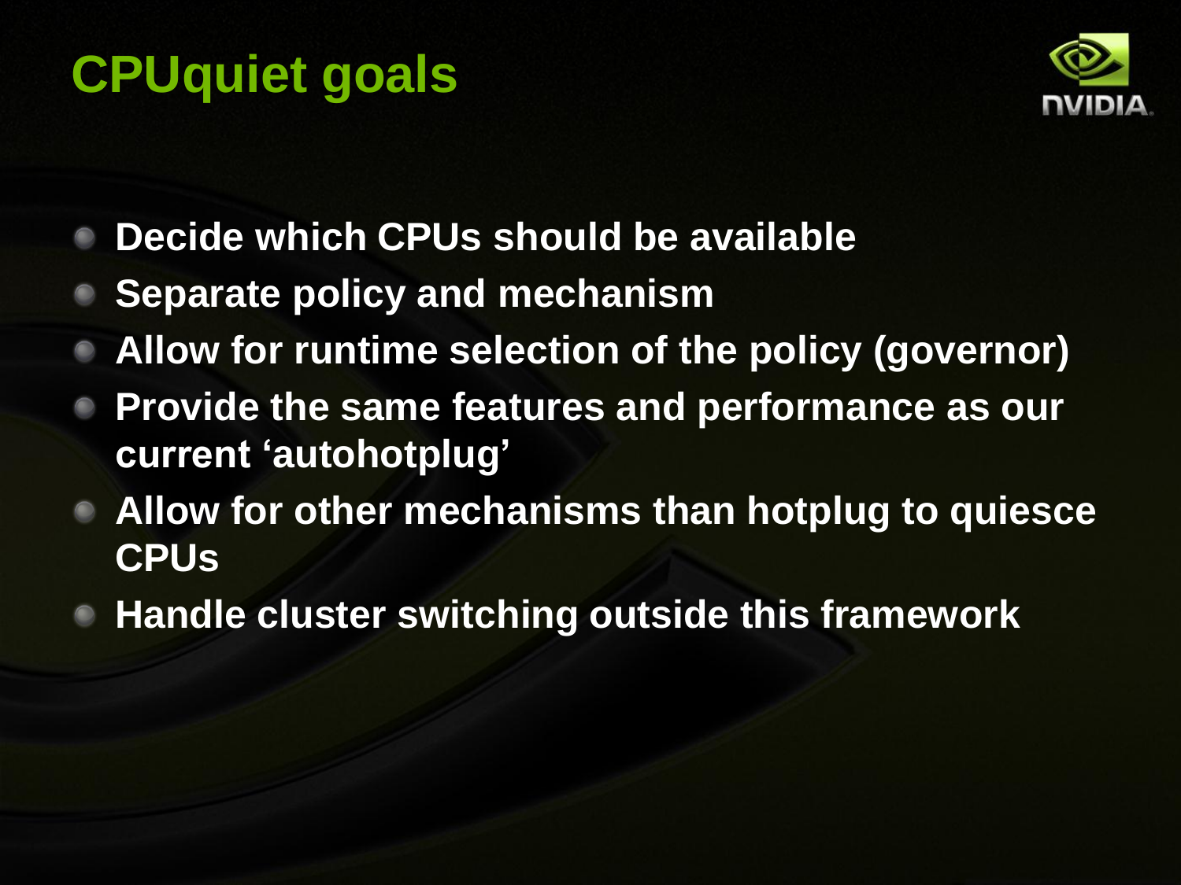# CPUquiet goals

- Decide which CPUs should be available
- Separate policy and mechanism
- Allow for runtime selection of the policy (governor)
- Provide the same features and performance as our current 'autohotplug'
- Allow for other mechanisms than hotplug to quiesce CPUs
- Handle cluster switching outside this framework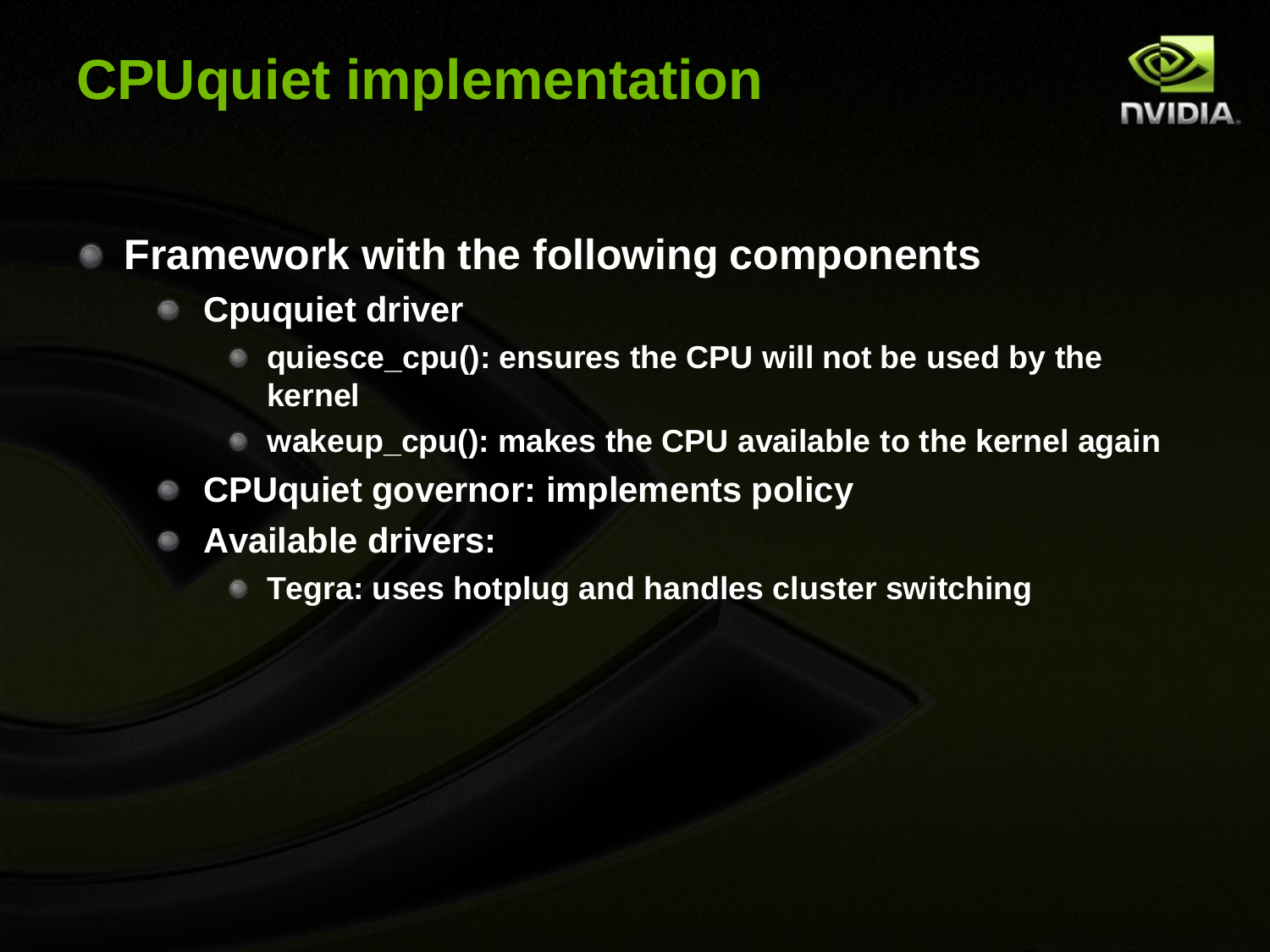# CPUquiet implementation

- Framework with the following components
  - Cpuquiet driver
    - quiesce_cpu(): ensures the CPU will not be used by the kernel
    - wakeup_cpu(): makes the CPU available to the kernel again
  - CPUquiet governor: implements policy
  - Available drivers:
    - Tegra: uses hotplug and handles cluster switching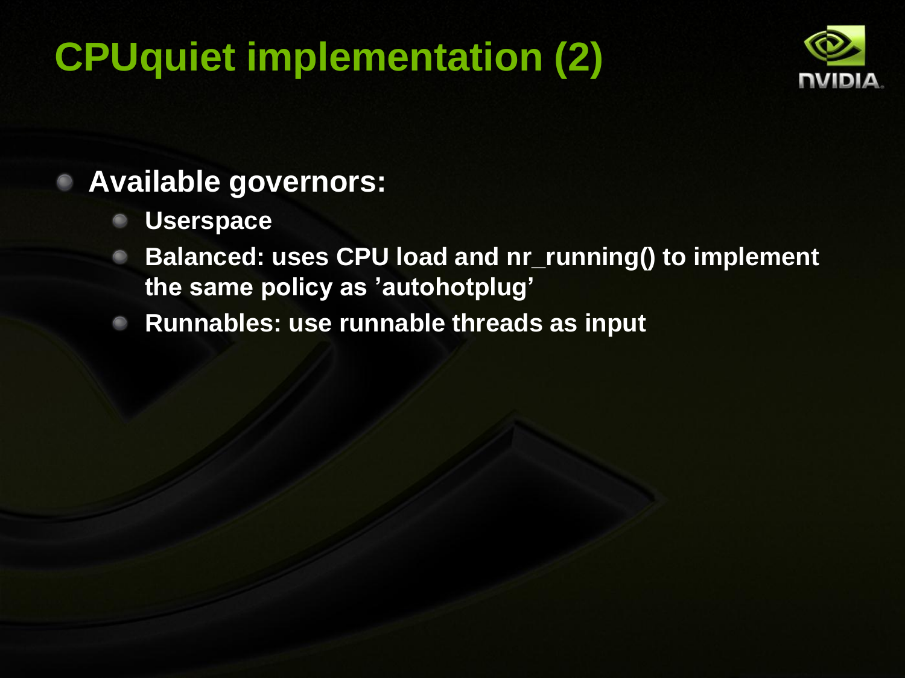# CPUquiet implementation (2)

- **Available governors:**
  - **Userspace**
  - **Balanced: uses CPU load and nr_running() to implement the same policy as ’autohotplug’**
  - **Runnables: use runnable threads as input**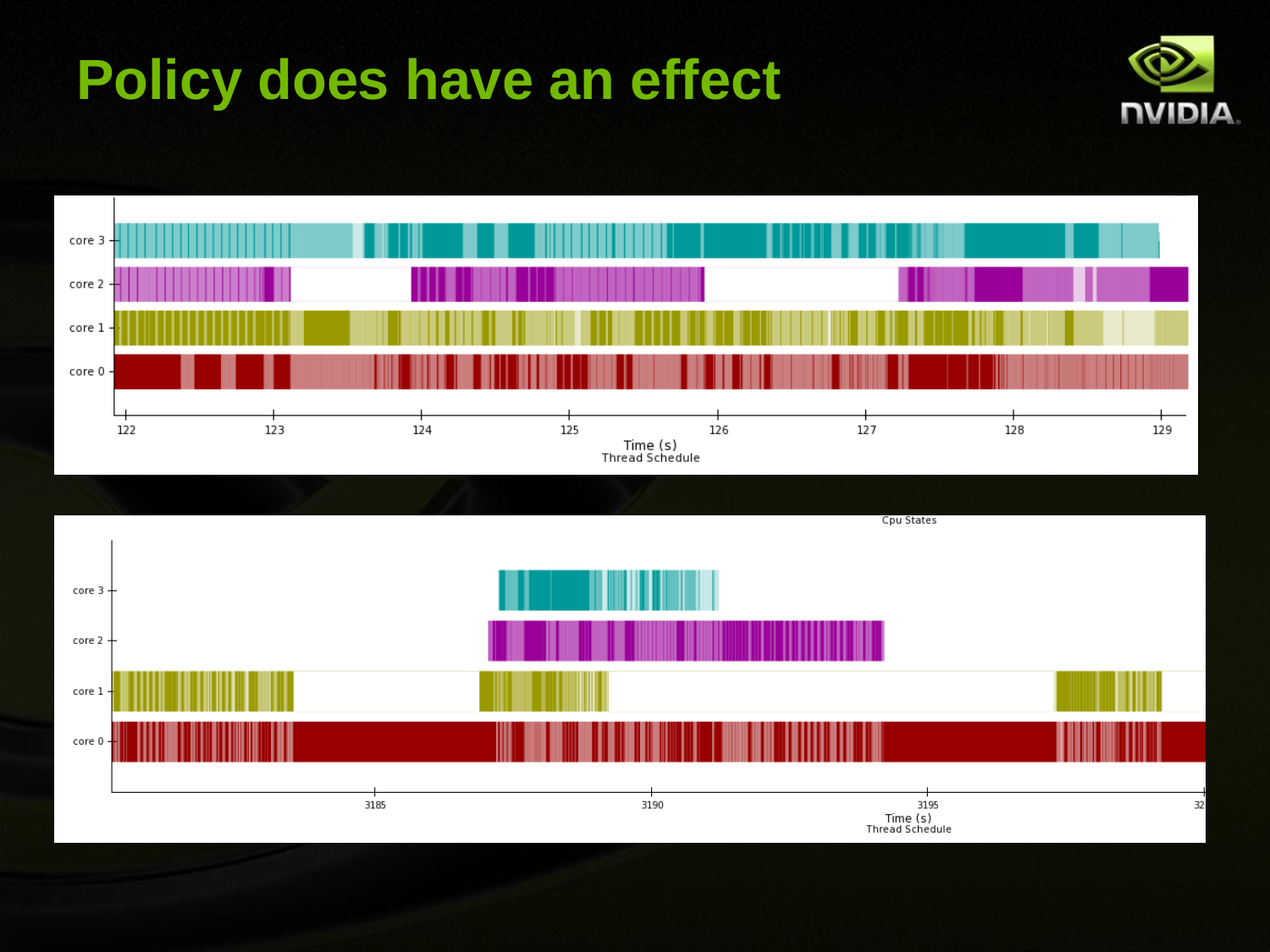# Policy does have an effect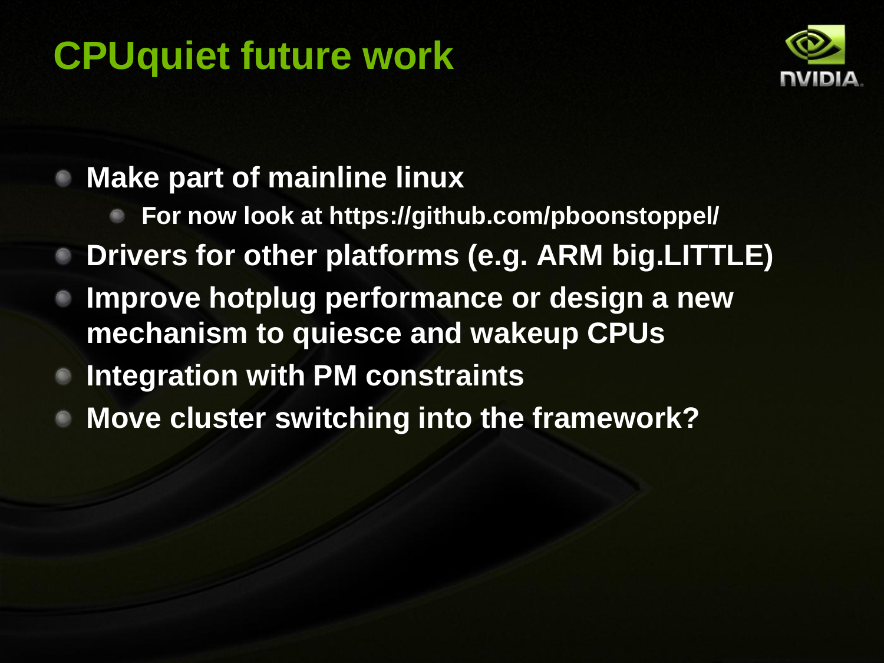# CPUquiet future work

- Make part of mainline linux
  - For now look at https://github.com/pboonstoppel/
- Drivers for other platforms (e.g. ARM big.LITTLE)
- Improve hotplug performance or design a new mechanism to quiesce and wakeup CPUs
- Integration with PM constraints
- Move cluster switching into the framework?